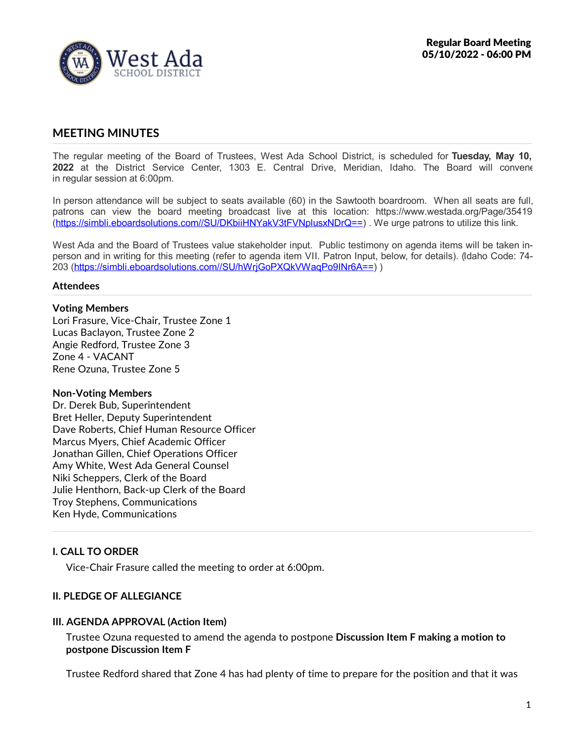Regular Board Meeting
05/10/2022 - 06:00 PM

## MEETING MINUTES

The regular meeting of the Board of Trustees, West Ada School District, is scheduled for **Tuesday, May 10, 2022** at the District Service Center, 1303 E. Central Drive, Meridian, Idaho. The Board will convene in regular session at 6:00pm.

In person attendance will be subject to seats available (60) in the Sawtooth boardroom. When all seats are full, patrons can view the board meeting broadcast live at this location: https://www.westada.org/Page/35419 (https://simbli.eboardsolutions.com//SU/DKbiiHNYakV3tFVNplusxNDrQ==) . We urge patrons to utilize this link.

West Ada and the Board of Trustees value stakeholder input. Public testimony on agenda items will be taken in-person and in writing for this meeting (refer to agenda item VII. Patron Input, below, for details). (Idaho Code: 74-203 (https://simbli.eboardsolutions.com//SU/hWrjGoPXQkVWaqPo9lNr6A==) )

### Attendees

**Voting Members**
Lori Frasure, Vice-Chair, Trustee Zone 1
Lucas Baclayon, Trustee Zone 2
Angie Redford, Trustee Zone 3
Zone 4 - VACANT
Rene Ozuna, Trustee Zone 5

**Non-Voting Members**
Dr. Derek Bub, Superintendent
Bret Heller, Deputy Superintendent
Dave Roberts, Chief Human Resource Officer
Marcus Myers, Chief Academic Officer
Jonathan Gillen, Chief Operations Officer
Amy White, West Ada General Counsel
Niki Scheppers, Clerk of the Board
Julie Henthorn, Back-up Clerk of the Board
Troy Stephens, Communications
Ken Hyde, Communications

### I. CALL TO ORDER

Vice-Chair Frasure called the meeting to order at 6:00pm.

### II. PLEDGE OF ALLEGIANCE

### III. AGENDA APPROVAL (Action Item)

Trustee Ozuna requested to amend the agenda to postpone **Discussion Item F making a motion to postpone Discussion Item F**

Trustee Redford shared that Zone 4 has had plenty of time to prepare for the position and that it was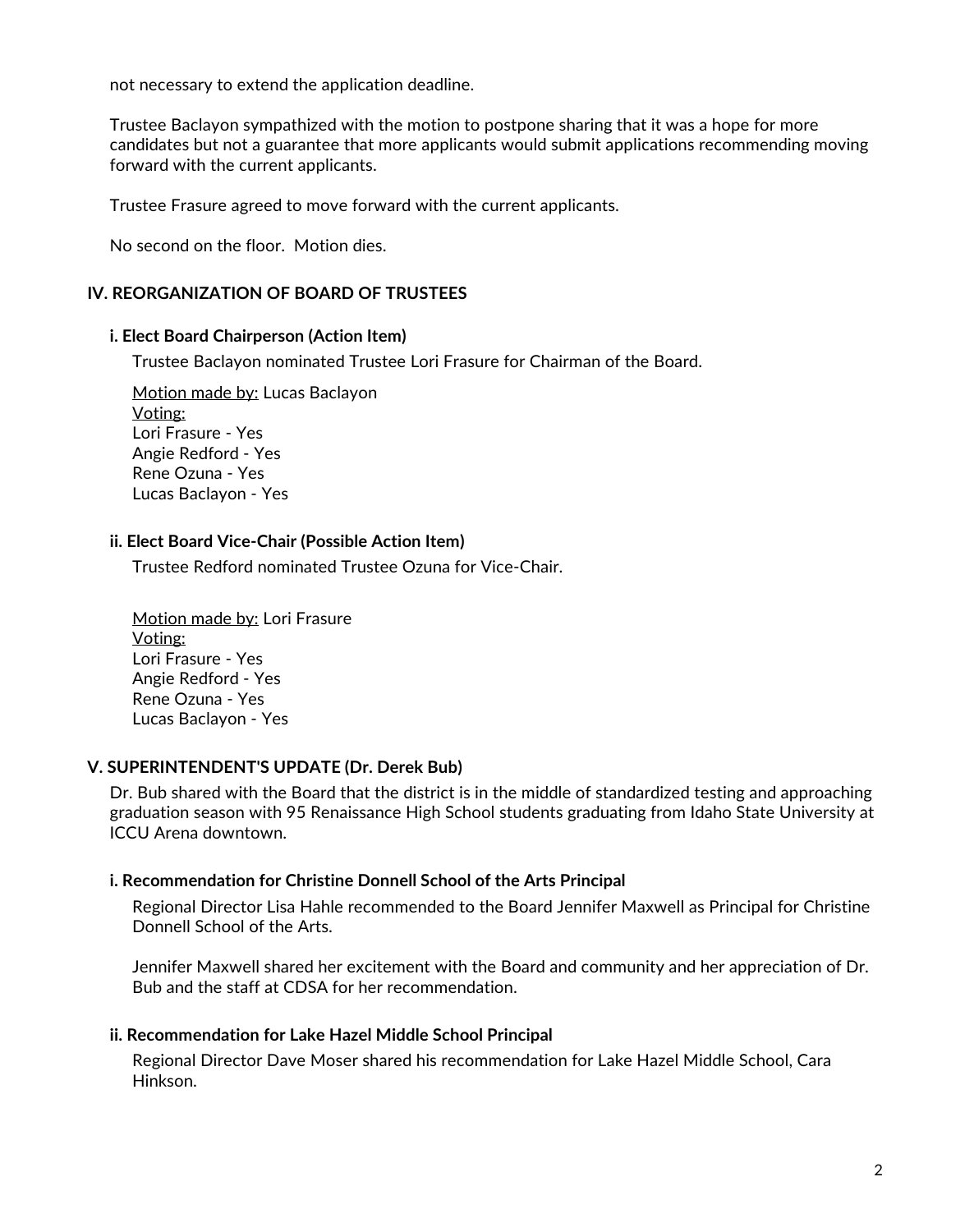not necessary to extend the application deadline.

Trustee Baclayon sympathized with the motion to postpone sharing that it was a hope for more candidates but not a guarantee that more applicants would submit applications recommending moving forward with the current applicants.

Trustee Frasure agreed to move forward with the current applicants.

No second on the floor. Motion dies.

## IV. REORGANIZATION OF BOARD OF TRUSTEES

### i. Elect Board Chairperson (Action Item)

Trustee Baclayon nominated Trustee Lori Frasure for Chairman of the Board.

Motion made by: Lucas Baclayon
Voting:
Lori Frasure - Yes
Angie Redford - Yes
Rene Ozuna - Yes
Lucas Baclayon - Yes

### ii. Elect Board Vice-Chair (Possible Action Item)

Trustee Redford nominated Trustee Ozuna for Vice-Chair.

Motion made by: Lori Frasure
Voting:
Lori Frasure - Yes
Angie Redford - Yes
Rene Ozuna - Yes
Lucas Baclayon - Yes

## V. SUPERINTENDENT'S UPDATE (Dr. Derek Bub)

Dr. Bub shared with the Board that the district is in the middle of standardized testing and approaching graduation season with 95 Renaissance High School students graduating from Idaho State University at ICCU Arena downtown.

### i. Recommendation for Christine Donnell School of the Arts Principal

Regional Director Lisa Hahle recommended to the Board Jennifer Maxwell as Principal for Christine Donnell School of the Arts.

Jennifer Maxwell shared her excitement with the Board and community and her appreciation of Dr. Bub and the staff at CDSA for her recommendation.

### ii. Recommendation for Lake Hazel Middle School Principal

Regional Director Dave Moser shared his recommendation for Lake Hazel Middle School, Cara Hinkson.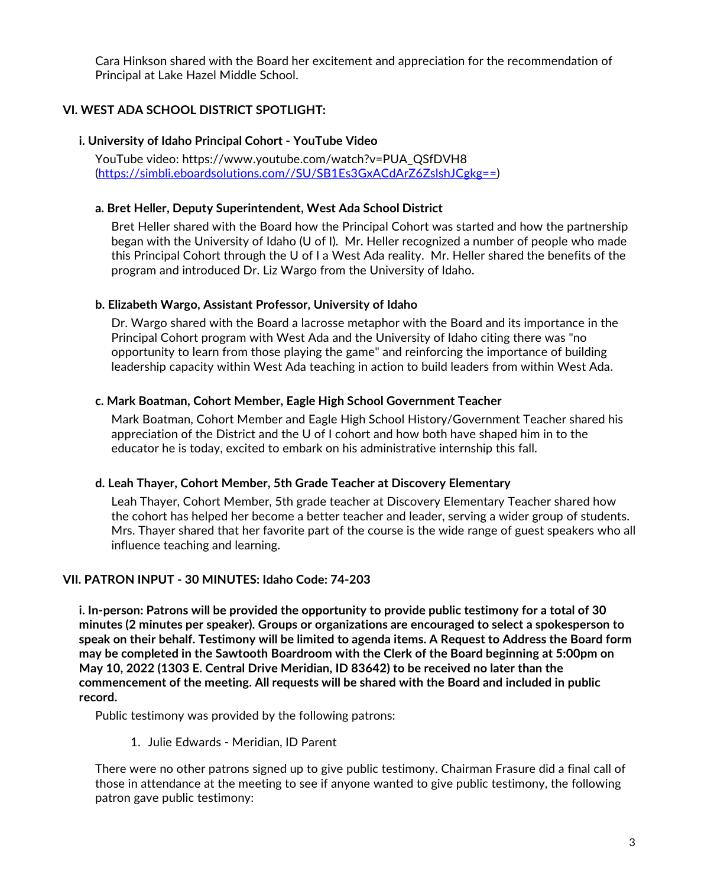Cara Hinkson shared with the Board her excitement and appreciation for the recommendation of Principal at Lake Hazel Middle School.

## VI. WEST ADA SCHOOL DISTRICT SPOTLIGHT:

### i. University of Idaho Principal Cohort - YouTube Video

YouTube video: https://www.youtube.com/watch?v=PUA_QSfDVH8 (https://simbli.eboardsolutions.com//SU/SB1Es3GxACdArZ6ZslshJCgkg==)

#### a. Bret Heller, Deputy Superintendent, West Ada School District

Bret Heller shared with the Board how the Principal Cohort was started and how the partnership began with the University of Idaho (U of I). Mr. Heller recognized a number of people who made this Principal Cohort through the U of I a West Ada reality. Mr. Heller shared the benefits of the program and introduced Dr. Liz Wargo from the University of Idaho.

#### b. Elizabeth Wargo, Assistant Professor, University of Idaho

Dr. Wargo shared with the Board a lacrosse metaphor with the Board and its importance in the Principal Cohort program with West Ada and the University of Idaho citing there was "no opportunity to learn from those playing the game" and reinforcing the importance of building leadership capacity within West Ada teaching in action to build leaders from within West Ada.

#### c. Mark Boatman, Cohort Member, Eagle High School Government Teacher

Mark Boatman, Cohort Member and Eagle High School History/Government Teacher shared his appreciation of the District and the U of I cohort and how both have shaped him in to the educator he is today, excited to embark on his administrative internship this fall.

#### d. Leah Thayer, Cohort Member, 5th Grade Teacher at Discovery Elementary

Leah Thayer, Cohort Member, 5th grade teacher at Discovery Elementary Teacher shared how the cohort has helped her become a better teacher and leader, serving a wider group of students. Mrs. Thayer shared that her favorite part of the course is the wide range of guest speakers who all influence teaching and learning.

## VII. PATRON INPUT - 30 MINUTES: Idaho Code: 74-203

**i. In-person: Patrons will be provided the opportunity to provide public testimony for a total of 30 minutes (2 minutes per speaker). Groups or organizations are encouraged to select a spokesperson to speak on their behalf. Testimony will be limited to agenda items. A Request to Address the Board form may be completed in the Sawtooth Boardroom with the Clerk of the Board beginning at 5:00pm on May 10, 2022 (1303 E. Central Drive Meridian, ID 83642) to be received no later than the commencement of the meeting. All requests will be shared with the Board and included in public record.**

Public testimony was provided by the following patrons:

1. Julie Edwards - Meridian, ID Parent

There were no other patrons signed up to give public testimony. Chairman Frasure did a final call of those in attendance at the meeting to see if anyone wanted to give public testimony, the following patron gave public testimony: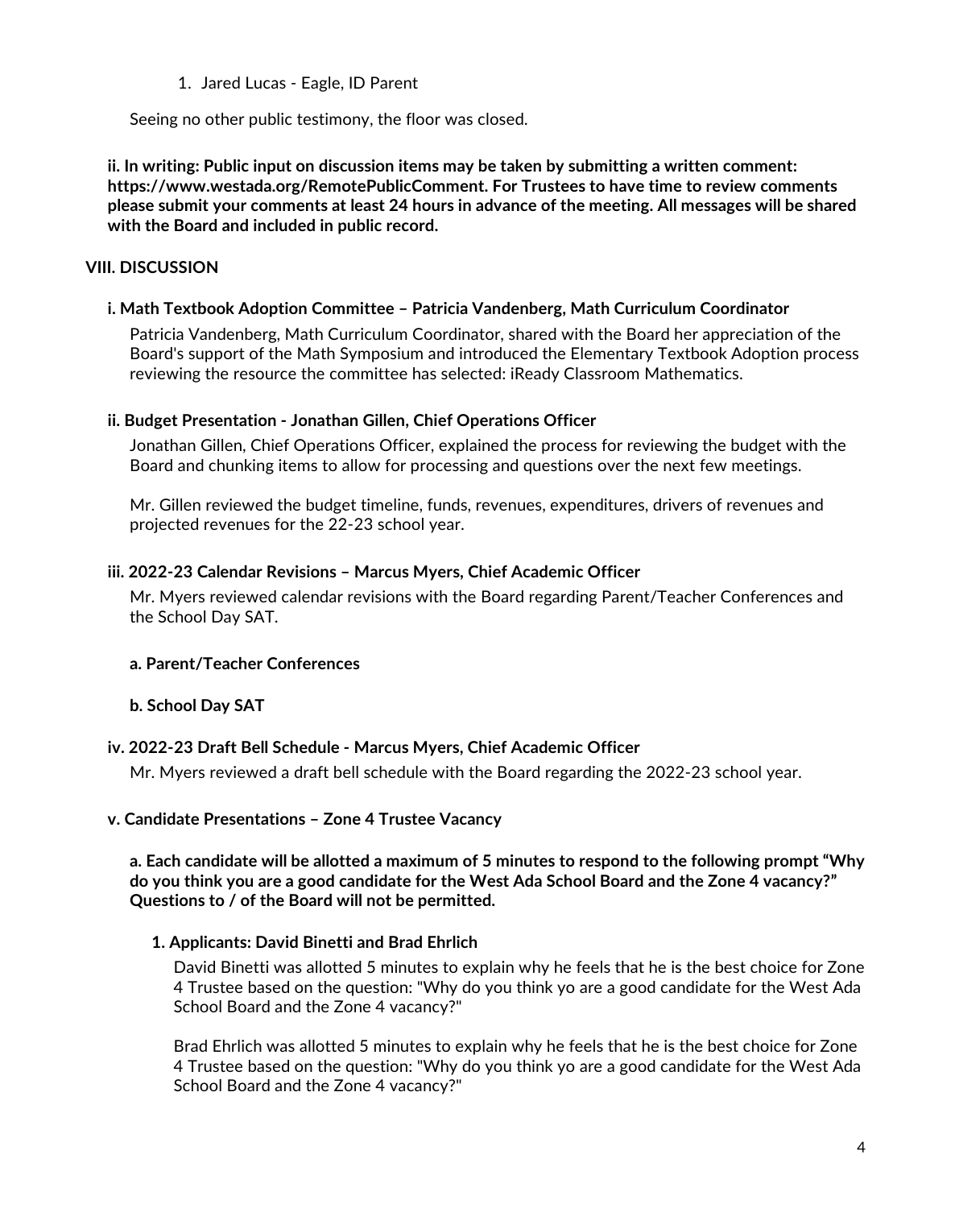1. Jared Lucas - Eagle, ID Parent

Seeing no other public testimony, the floor was closed.

**ii. In writing: Public input on discussion items may be taken by submitting a written comment: https://www.westada.org/RemotePublicComment. For Trustees to have time to review comments please submit your comments at least 24 hours in advance of the meeting. All messages will be shared with the Board and included in public record.**

## VIII. DISCUSSION

### i. Math Textbook Adoption Committee – Patricia Vandenberg, Math Curriculum Coordinator

Patricia Vandenberg, Math Curriculum Coordinator, shared with the Board her appreciation of the Board's support of the Math Symposium and introduced the Elementary Textbook Adoption process reviewing the resource the committee has selected: iReady Classroom Mathematics.

### ii. Budget Presentation - Jonathan Gillen, Chief Operations Officer

Jonathan Gillen, Chief Operations Officer, explained the process for reviewing the budget with the Board and chunking items to allow for processing and questions over the next few meetings.

Mr. Gillen reviewed the budget timeline, funds, revenues, expenditures, drivers of revenues and projected revenues for the 22-23 school year.

### iii. 2022-23 Calendar Revisions – Marcus Myers, Chief Academic Officer

Mr. Myers reviewed calendar revisions with the Board regarding Parent/Teacher Conferences and the School Day SAT.

**a. Parent/Teacher Conferences**

**b. School Day SAT**

### iv. 2022-23 Draft Bell Schedule - Marcus Myers, Chief Academic Officer

Mr. Myers reviewed a draft bell schedule with the Board regarding the 2022-23 school year.

### v. Candidate Presentations – Zone 4 Trustee Vacancy

**a. Each candidate will be allotted a maximum of 5 minutes to respond to the following prompt "Why do you think you are a good candidate for the West Ada School Board and the Zone 4 vacancy?" Questions to / of the Board will not be permitted.**

**1. Applicants: David Binetti and Brad Ehrlich**

David Binetti was allotted 5 minutes to explain why he feels that he is the best choice for Zone 4 Trustee based on the question: "Why do you think yo are a good candidate for the West Ada School Board and the Zone 4 vacancy?"

Brad Ehrlich was allotted 5 minutes to explain why he feels that he is the best choice for Zone 4 Trustee based on the question: "Why do you think yo are a good candidate for the West Ada School Board and the Zone 4 vacancy?"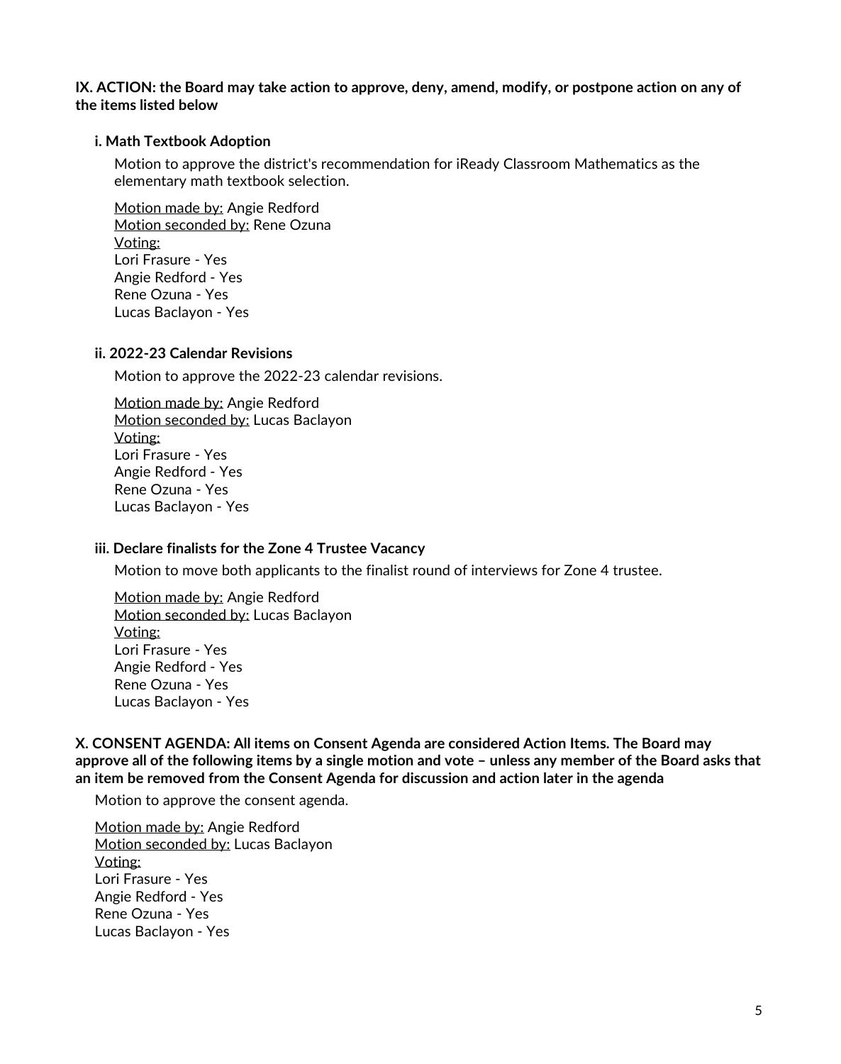**IX. ACTION: the Board may take action to approve, deny, amend, modify, or postpone action on any of the items listed below**

**i. Math Textbook Adoption**

Motion to approve the district's recommendation for iReady Classroom Mathematics as the elementary math textbook selection.

<u>Motion made by:</u> Angie Redford  
<u>Motion seconded by:</u> Rene Ozuna  
<u>Voting:</u>  
Lori Frasure - Yes  
Angie Redford - Yes  
Rene Ozuna - Yes  
Lucas Baclayon - Yes

**ii. 2022-23 Calendar Revisions**

Motion to approve the 2022-23 calendar revisions.

<u>Motion made by:</u> Angie Redford  
<u>Motion seconded by:</u> Lucas Baclayon  
<u>Voting:</u>  
Lori Frasure - Yes  
Angie Redford - Yes  
Rene Ozuna - Yes  
Lucas Baclayon - Yes

**iii. Declare finalists for the Zone 4 Trustee Vacancy**

Motion to move both applicants to the finalist round of interviews for Zone 4 trustee.

<u>Motion made by:</u> Angie Redford  
<u>Motion seconded by:</u> Lucas Baclayon  
<u>Voting:</u>  
Lori Frasure - Yes  
Angie Redford - Yes  
Rene Ozuna - Yes  
Lucas Baclayon - Yes

**X. CONSENT AGENDA: All items on Consent Agenda are considered Action Items. The Board may approve all of the following items by a single motion and vote – unless any member of the Board asks that an item be removed from the Consent Agenda for discussion and action later in the agenda**

Motion to approve the consent agenda.

<u>Motion made by:</u> Angie Redford  
<u>Motion seconded by:</u> Lucas Baclayon  
<u>Voting:</u>  
Lori Frasure - Yes  
Angie Redford - Yes  
Rene Ozuna - Yes  
Lucas Baclayon - Yes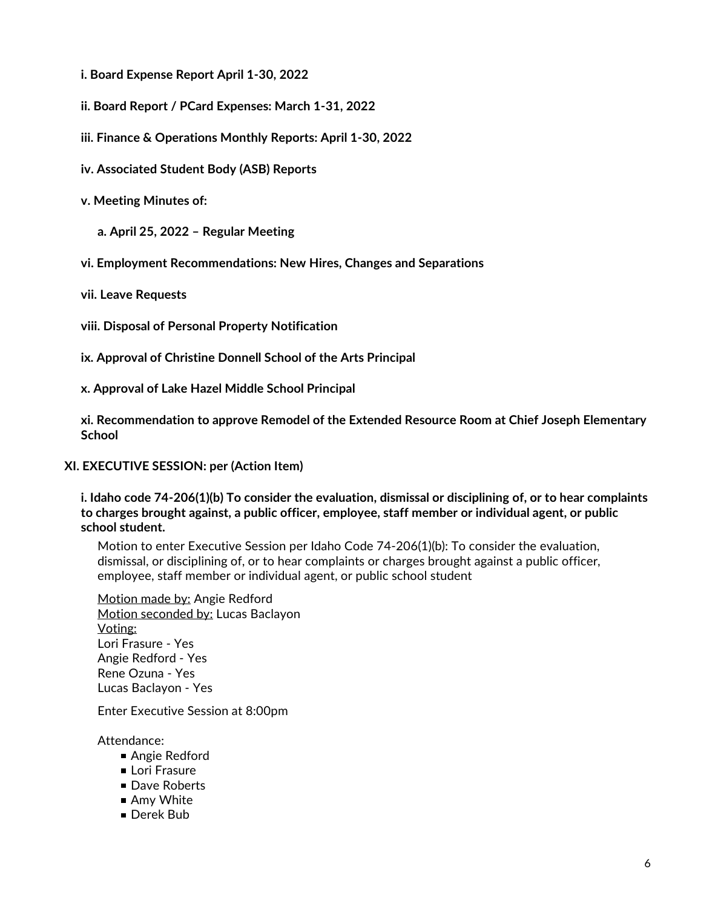**i. Board Expense Report April 1-30, 2022**

**ii. Board Report / PCard Expenses: March 1-31, 2022**

**iii. Finance & Operations Monthly Reports: April 1-30, 2022**

**iv. Associated Student Body (ASB) Reports**

**v. Meeting Minutes of:**

**a. April 25, 2022 – Regular Meeting**

**vi. Employment Recommendations: New Hires, Changes and Separations**

**vii. Leave Requests**

**viii. Disposal of Personal Property Notification**

**ix. Approval of Christine Donnell School of the Arts Principal**

**x. Approval of Lake Hazel Middle School Principal**

**xi. Recommendation to approve Remodel of the Extended Resource Room at Chief Joseph Elementary School**

## XI. EXECUTIVE SESSION: per (Action Item)

**i. Idaho code 74-206(1)(b) To consider the evaluation, dismissal or disciplining of, or to hear complaints to charges brought against, a public officer, employee, staff member or individual agent, or public school student.**

Motion to enter Executive Session per Idaho Code 74-206(1)(b): To consider the evaluation, dismissal, or disciplining of, or to hear complaints or charges brought against a public officer, employee, staff member or individual agent, or public school student

Motion made by: Angie Redford
Motion seconded by: Lucas Baclayon
Voting:
Lori Frasure - Yes
Angie Redford - Yes
Rene Ozuna - Yes
Lucas Baclayon - Yes

Enter Executive Session at 8:00pm

Attendance:

- Angie Redford
- Lori Frasure
- Dave Roberts
- Amy White
- Derek Bub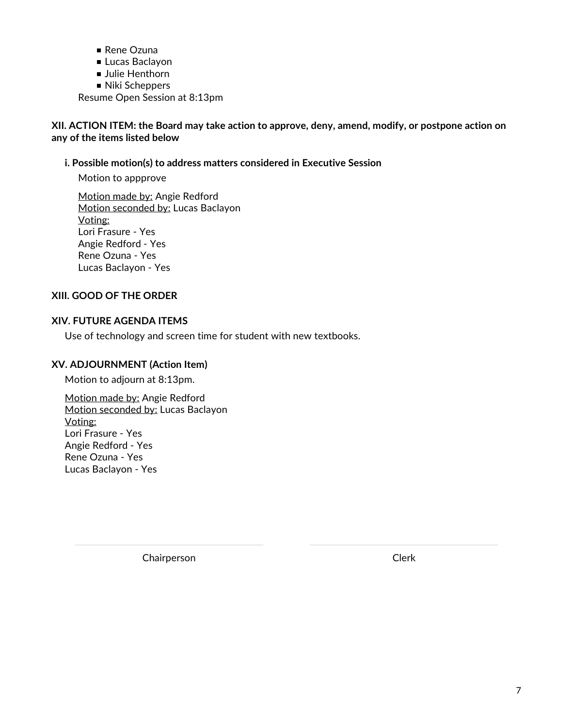- Rene Ozuna
- Lucas Baclayon
- Julie Henthorn
- Niki Scheppers

Resume Open Session at 8:13pm

**XII. ACTION ITEM: the Board may take action to approve, deny, amend, modify, or postpone action on any of the items listed below**

**i. Possible motion(s) to address matters considered in Executive Session**

Motion to appprove

Motion made by: Angie Redford
Motion seconded by: Lucas Baclayon
Voting:
Lori Frasure - Yes
Angie Redford - Yes
Rene Ozuna - Yes
Lucas Baclayon - Yes

**XIII. GOOD OF THE ORDER**

**XIV. FUTURE AGENDA ITEMS**

Use of technology and screen time for student with new textbooks.

**XV. ADJOURNMENT (Action Item)**

Motion to adjourn at 8:13pm.

Motion made by: Angie Redford
Motion seconded by: Lucas Baclayon
Voting:
Lori Frasure - Yes
Angie Redford - Yes
Rene Ozuna - Yes
Lucas Baclayon - Yes

Chairperson

Clerk